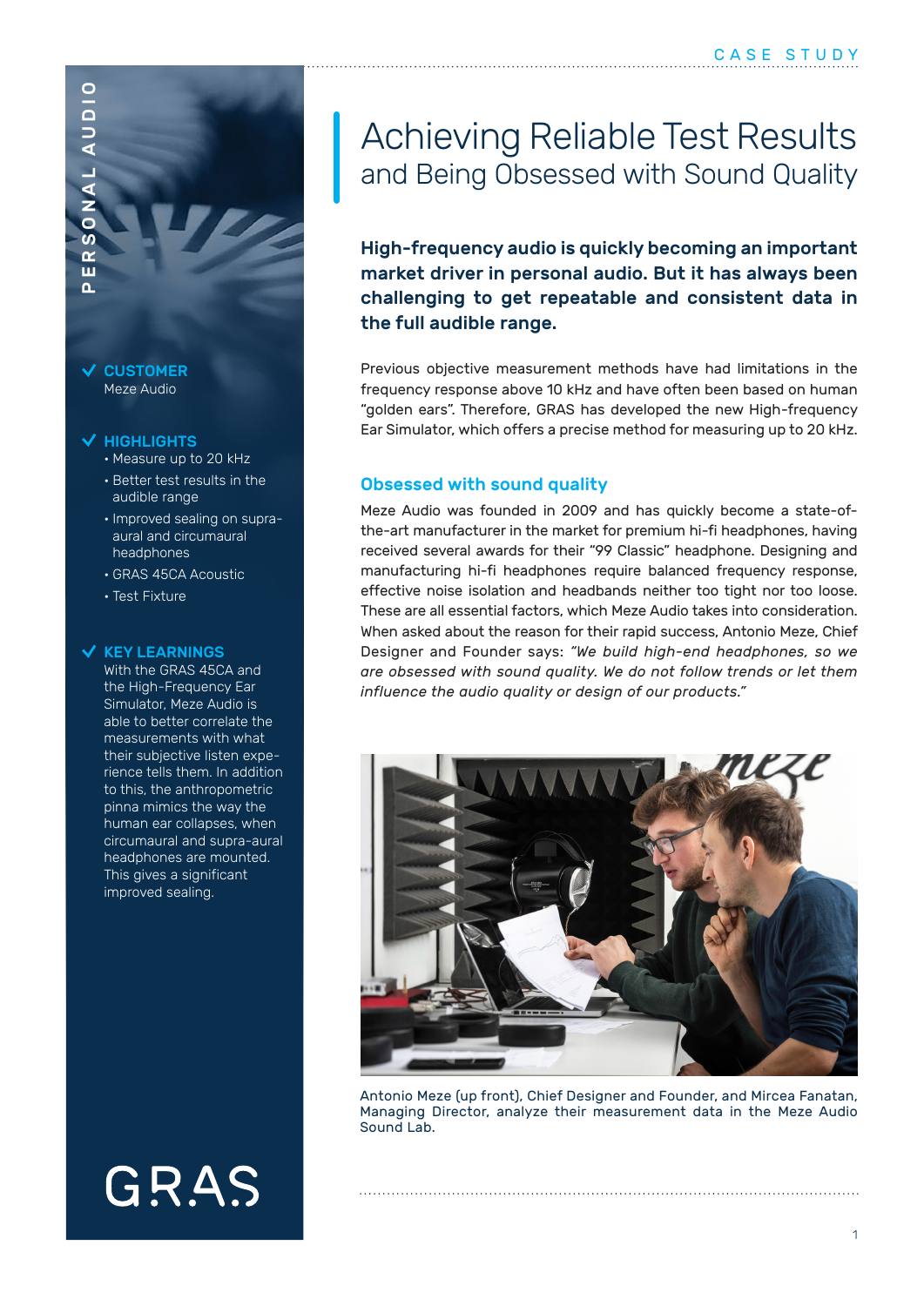# Achieving Reliable Test Results

## and Being Obsessed with Sound Quality

**CUSTOMER**
Meze Audio

**HIGHLIGHTS**

- Measure up to 20 kHz
- Better test results in the audible range
- Improved sealing on supra-aural and circumaural headphones
- GRAS 45CA Acoustic
- Test Fixture

**KEY LEARNINGS**

With the GRAS 45CA and the High-Frequency Ear Simulator, Meze Audio is able to better correlate the measurements with what their subjective listen experience tells them. In addition to this, the anthropometric pinna mimics the way the human ear collapses, when circumaural and supra-aural headphones are mounted. This gives a significant improved sealing.

**High-frequency audio is quickly becoming an important market driver in personal audio. But it has always been challenging to get repeatable and consistent data in the full audible range.**

Previous objective measurement methods have had limitations in the frequency response above 10 kHz and have often been based on human "golden ears". Therefore, GRAS has developed the new High-frequency Ear Simulator, which offers a precise method for measuring up to 20 kHz.

### Obsessed with sound quality

Meze Audio was founded in 2009 and has quickly become a state-of-the-art manufacturer in the market for premium hi-fi headphones, having received several awards for their "99 Classic" headphone. Designing and manufacturing hi-fi headphones require balanced frequency response, effective noise isolation and headbands neither too tight nor too loose. These are all essential factors, which Meze Audio takes into consideration. When asked about the reason for their rapid success, Antonio Meze, Chief Designer and Founder says: *"We build high-end headphones, so we are obsessed with sound quality. We do not follow trends or let them influence the audio quality or design of our products."*

Antonio Meze (up front), Chief Designer and Founder, and Mircea Fanatan, Managing Director, analyze their measurement data in the Meze Audio Sound Lab.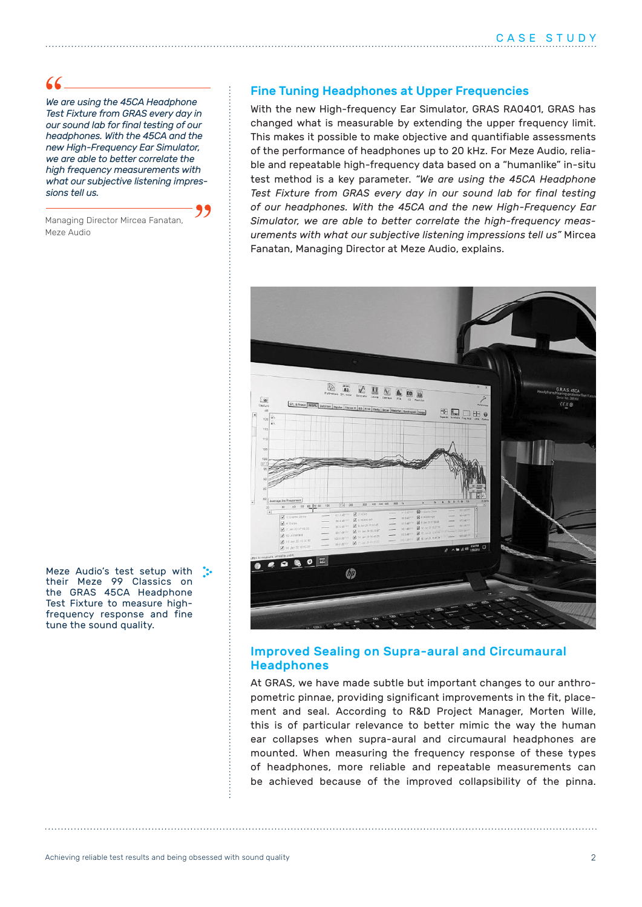> *We are using the 45CA Headphone Test Fixture from GRAS every day in our sound lab for final testing of our headphones. With the 45CA and the new High-Frequency Ear Simulator, we are able to better correlate the high frequency measurements with what our subjective listening impressions tell us.*
>
> Managing Director Mircea Fanatan, Meze Audio

## Fine Tuning Headphones at Upper Frequencies

With the new High-frequency Ear Simulator, GRAS RA0401, GRAS has changed what is measurable by extending the upper frequency limit. This makes it possible to make objective and quantifiable assessments of the performance of headphones up to 20 kHz. For Meze Audio, reliable and repeatable high-frequency data based on a "humanlike" in-situ test method is a key parameter. *"We are using the 45CA Headphone Test Fixture from GRAS every day in our sound lab for final testing of our headphones. With the 45CA and the new High-Frequency Ear Simulator, we are able to better correlate the high-frequency measurements with what our subjective listening impressions tell us"* Mircea Fanatan, Managing Director at Meze Audio, explains.

Meze Audio's test setup with their Meze 99 Classics on the GRAS 45CA Headphone Test Fixture to measure high-frequency response and fine tune the sound quality.

## Improved Sealing on Supra-aural and Circumaural Headphones

At GRAS, we have made subtle but important changes to our anthropometric pinnae, providing significant improvements in the fit, placement and seal. According to R&D Project Manager, Morten Wille, this is of particular relevance to better mimic the way the human ear collapses when supra-aural and circumaural headphones are mounted. When measuring the frequency response of these types of headphones, more reliable and repeatable measurements can be achieved because of the improved collapsibility of the pinna.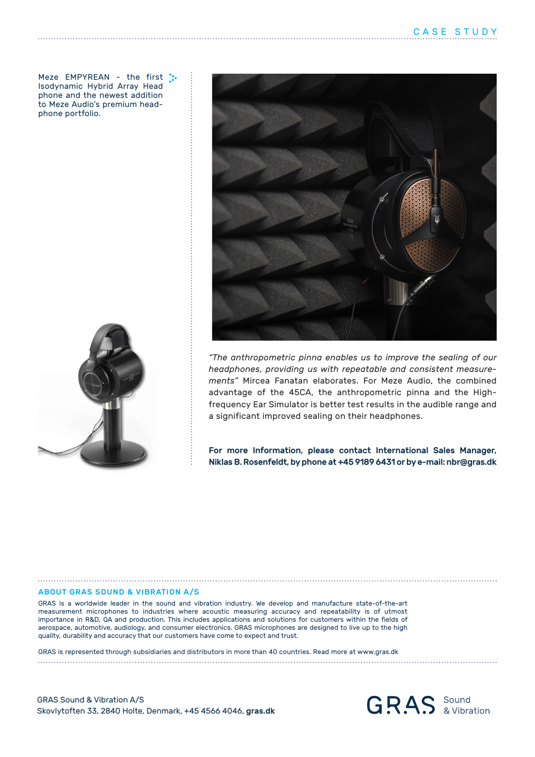Meze EMPYREAN - the first Isodynamic Hybrid Array Head­phone and the newest addition to Meze Audio's premium head­phone portfolio.

*"The anthropometric pinna enables us to improve the sealing of our headphones, providing us with repeatable and consistent measure­ments"* Mircea Fanatan elaborates. For Meze Audio, the combined advantage of the 45CA, the anthropometric pinna and the High-frequency Ear Simulator is better test results in the audible range and a significant improved sealing on their headphones.

**For more Information, please contact International Sales Manager, Niklas B. Rosenfeldt, by phone at +45 9189 6431 or by e-mail: nbr@gras.dk**

## ABOUT GRAS SOUND & VIBRATION A/S

GRAS is a worldwide leader in the sound and vibration industry. We develop and manufacture state-of-the-art measurement microphones to industries where acoustic measuring accuracy and repeatability is of utmost importance in R&D, QA and production. This includes applications and solutions for customers within the fields of aerospace, automotive, audiology, and consumer electronics. GRAS microphones are designed to live up to the high quality, durability and accuracy that our customers have come to expect and trust.

GRAS is represented through subsidiaries and distributors in more than 40 countries. Read more at www.gras.dk

GRAS Sound & Vibration A/S
Skovlytoften 33, 2840 Holte, Denmark, +45 4566 4046, **gras.dk**